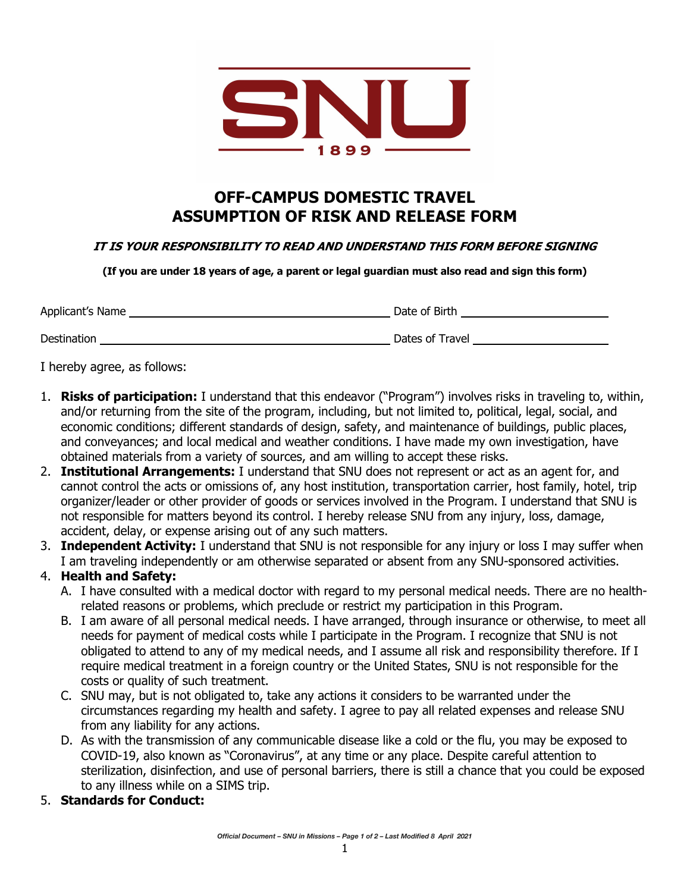SNU

1899

# OFF-CAMPUS DOMESTIC TRAVEL ASSUMPTION OF RISK AND RELEASE FORM

***IT IS YOUR RESPONSIBILITY TO READ AND UNDERSTAND THIS FORM BEFORE SIGNING***

**(If you are under 18 years of age, a parent or legal guardian must also read and sign this form)**

Applicant's Name ______________________________ Date of Birth ____________________

Destination ______________________________ Dates of Travel ____________________

I hereby agree, as follows:

1. **Risks of participation:** I understand that this endeavor ("Program") involves risks in traveling to, within, and/or returning from the site of the program, including, but not limited to, political, legal, social, and economic conditions; different standards of design, safety, and maintenance of buildings, public places, and conveyances; and local medical and weather conditions. I have made my own investigation, have obtained materials from a variety of sources, and am willing to accept these risks.
2. **Institutional Arrangements:** I understand that SNU does not represent or act as an agent for, and cannot control the acts or omissions of, any host institution, transportation carrier, host family, hotel, trip organizer/leader or other provider of goods or services involved in the Program. I understand that SNU is not responsible for matters beyond its control. I hereby release SNU from any injury, loss, damage, accident, delay, or expense arising out of any such matters.
3. **Independent Activity:** I understand that SNU is not responsible for any injury or loss I may suffer when I am traveling independently or am otherwise separated or absent from any SNU-sponsored activities.
4. **Health and Safety:**
   A. I have consulted with a medical doctor with regard to my personal medical needs. There are no health-related reasons or problems, which preclude or restrict my participation in this Program.
   B. I am aware of all personal medical needs. I have arranged, through insurance or otherwise, to meet all needs for payment of medical costs while I participate in the Program. I recognize that SNU is not obligated to attend to any of my medical needs, and I assume all risk and responsibility therefore. If I require medical treatment in a foreign country or the United States, SNU is not responsible for the costs or quality of such treatment.
   C. SNU may, but is not obligated to, take any actions it considers to be warranted under the circumstances regarding my health and safety. I agree to pay all related expenses and release SNU from any liability for any actions.
   D. As with the transmission of any communicable disease like a cold or the flu, you may be exposed to COVID-19, also known as "Coronavirus", at any time or any place. Despite careful attention to sterilization, disinfection, and use of personal barriers, there is still a chance that you could be exposed to any illness while on a SIMS trip.
5. **Standards for Conduct:**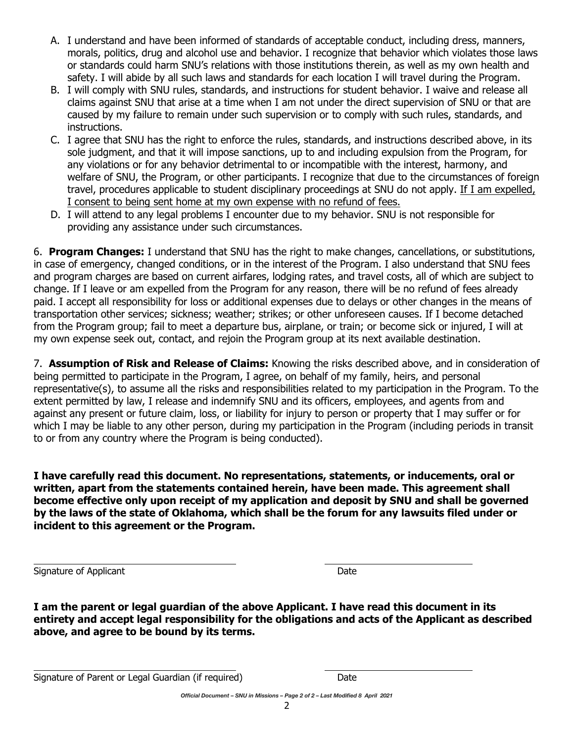A. I understand and have been informed of standards of acceptable conduct, including dress, manners, morals, politics, drug and alcohol use and behavior. I recognize that behavior which violates those laws or standards could harm SNU's relations with those institutions therein, as well as my own health and safety. I will abide by all such laws and standards for each location I will travel during the Program.

B. I will comply with SNU rules, standards, and instructions for student behavior. I waive and release all claims against SNU that arise at a time when I am not under the direct supervision of SNU or that are caused by my failure to remain under such supervision or to comply with such rules, standards, and instructions.

C. I agree that SNU has the right to enforce the rules, standards, and instructions described above, in its sole judgment, and that it will impose sanctions, up to and including expulsion from the Program, for any violations or for any behavior detrimental to or incompatible with the interest, harmony, and welfare of SNU, the Program, or other participants. I recognize that due to the circumstances of foreign travel, procedures applicable to student disciplinary proceedings at SNU do not apply. <u>If I am expelled, I consent to being sent home at my own expense with no refund of fees.</u>

D. I will attend to any legal problems I encounter due to my behavior. SNU is not responsible for providing any assistance under such circumstances.

6. **Program Changes:** I understand that SNU has the right to make changes, cancellations, or substitutions, in case of emergency, changed conditions, or in the interest of the Program. I also understand that SNU fees and program charges are based on current airfares, lodging rates, and travel costs, all of which are subject to change. If I leave or am expelled from the Program for any reason, there will be no refund of fees already paid. I accept all responsibility for loss or additional expenses due to delays or other changes in the means of transportation other services; sickness; weather; strikes; or other unforeseen causes. If I become detached from the Program group; fail to meet a departure bus, airplane, or train; or become sick or injured, I will at my own expense seek out, contact, and rejoin the Program group at its next available destination.

7. **Assumption of Risk and Release of Claims:** Knowing the risks described above, and in consideration of being permitted to participate in the Program, I agree, on behalf of my family, heirs, and personal representative(s), to assume all the risks and responsibilities related to my participation in the Program. To the extent permitted by law, I release and indemnify SNU and its officers, employees, and agents from and against any present or future claim, loss, or liability for injury to person or property that I may suffer or for which I may be liable to any other person, during my participation in the Program (including periods in transit to or from any country where the Program is being conducted).

**I have carefully read this document. No representations, statements, or inducements, oral or written, apart from the statements contained herein, have been made. This agreement shall become effective only upon receipt of my application and deposit by SNU and shall be governed by the laws of the state of Oklahoma, which shall be the forum for any lawsuits filed under or incident to this agreement or the Program.**

______________________________ ______________________
Signature of Applicant Date

**I am the parent or legal guardian of the above Applicant. I have read this document in its entirety and accept legal responsibility for the obligations and acts of the Applicant as described above, and agree to be bound by its terms.**

______________________________ ______________________
Signature of Parent or Legal Guardian (if required) Date

***Official Document – SNU in Missions – Page 2 of 2 – Last Modified 8 April 2021***